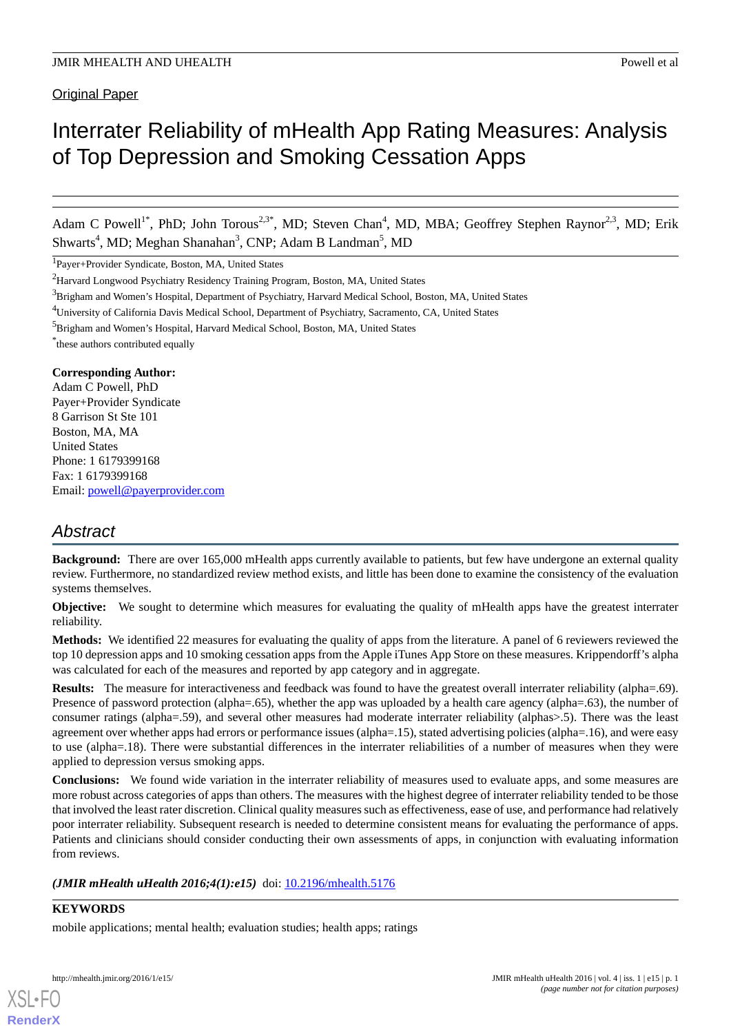Original Paper

# Interrater Reliability of mHealth App Rating Measures: Analysis of Top Depression and Smoking Cessation Apps

Adam C Powell[1*], PhD; John Torous[2,3*], MD; Steven Chan[4], MD, MBA; Geoffrey Stephen Raynor[2,3], MD; Erik Shwarts[4], MD; Meghan Shanahan[3], CNP; Adam B Landman[5], MD

[1]Payer+Provider Syndicate, Boston, MA, United States

[2]Harvard Longwood Psychiatry Residency Training Program, Boston, MA, United States

[3]Brigham and Women's Hospital, Department of Psychiatry, Harvard Medical School, Boston, MA, United States

[4]University of California Davis Medical School, Department of Psychiatry, Sacramento, CA, United States

[5]Brigham and Women's Hospital, Harvard Medical School, Boston, MA, United States

[*]these authors contributed equally

**Corresponding Author:**
Adam C Powell, PhD
Payer+Provider Syndicate
8 Garrison St Ste 101
Boston, MA, MA
United States
Phone: 1 6179399168
Fax: 1 6179399168
Email: powell@payerprovider.com

## Abstract

**Background:** There are over 165,000 mHealth apps currently available to patients, but few have undergone an external quality review. Furthermore, no standardized review method exists, and little has been done to examine the consistency of the evaluation systems themselves.

**Objective:** We sought to determine which measures for evaluating the quality of mHealth apps have the greatest interrater reliability.

**Methods:** We identified 22 measures for evaluating the quality of apps from the literature. A panel of 6 reviewers reviewed the top 10 depression apps and 10 smoking cessation apps from the Apple iTunes App Store on these measures. Krippendorff's alpha was calculated for each of the measures and reported by app category and in aggregate.

**Results:** The measure for interactiveness and feedback was found to have the greatest overall interrater reliability (alpha=.69). Presence of password protection (alpha=.65), whether the app was uploaded by a health care agency (alpha=.63), the number of consumer ratings (alpha=.59), and several other measures had moderate interrater reliability (alphas>.5). There was the least agreement over whether apps had errors or performance issues (alpha=.15), stated advertising policies (alpha=.16), and were easy to use (alpha=.18). There were substantial differences in the interrater reliabilities of a number of measures when they were applied to depression versus smoking apps.

**Conclusions:** We found wide variation in the interrater reliability of measures used to evaluate apps, and some measures are more robust across categories of apps than others. The measures with the highest degree of interrater reliability tended to be those that involved the least rater discretion. Clinical quality measures such as effectiveness, ease of use, and performance had relatively poor interrater reliability. Subsequent research is needed to determine consistent means for evaluating the performance of apps. Patients and clinicians should consider conducting their own assessments of apps, in conjunction with evaluating information from reviews.

***(JMIR mHealth uHealth 2016;4(1):e15)*** doi: 10.2196/mhealth.5176

**KEYWORDS**

mobile applications; mental health; evaluation studies; health apps; ratings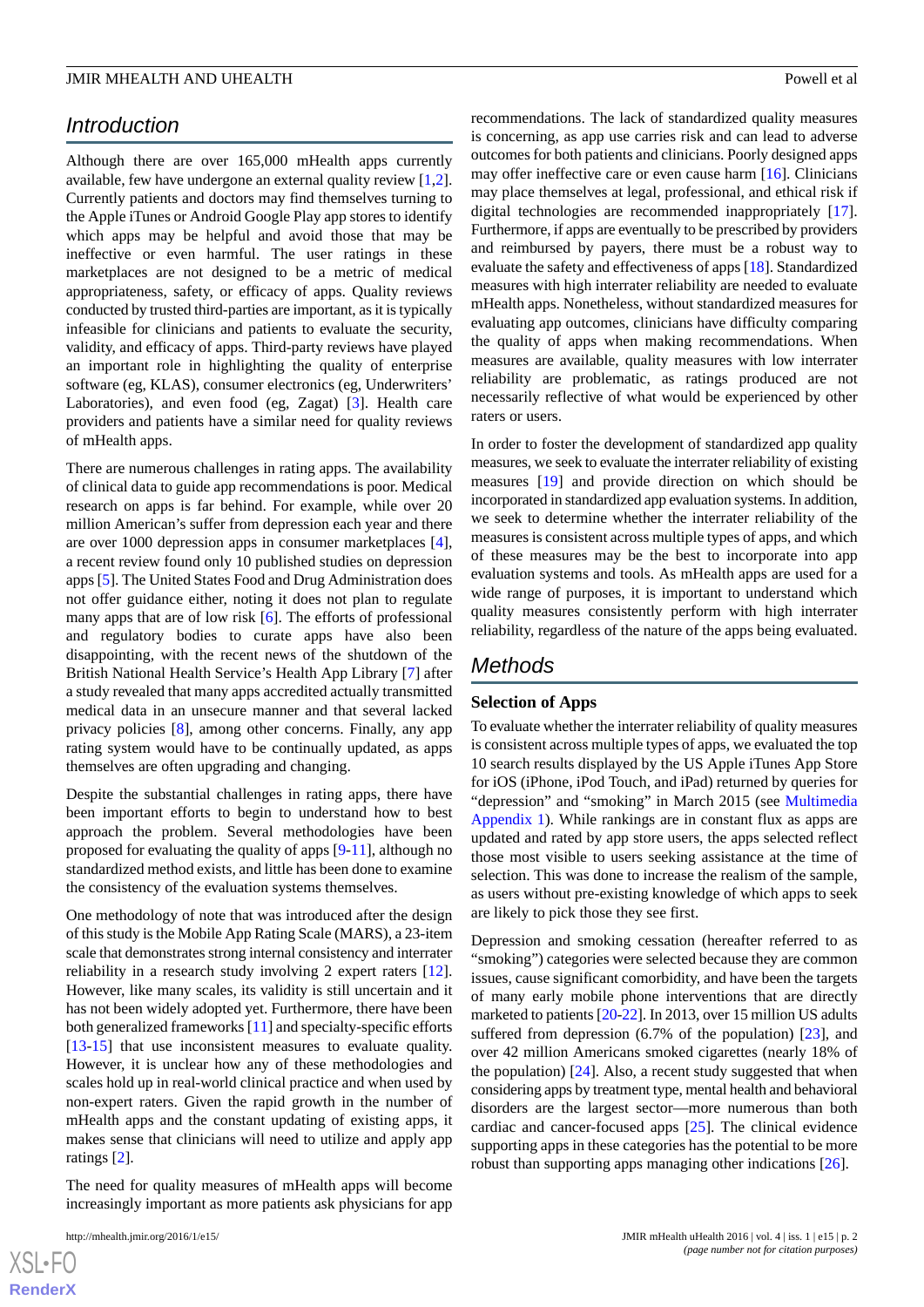## Introduction

Although there are over 165,000 mHealth apps currently available, few have undergone an external quality review [1,2]. Currently patients and doctors may find themselves turning to the Apple iTunes or Android Google Play app stores to identify which apps may be helpful and avoid those that may be ineffective or even harmful. The user ratings in these marketplaces are not designed to be a metric of medical appropriateness, safety, or efficacy of apps. Quality reviews conducted by trusted third-parties are important, as it is typically infeasible for clinicians and patients to evaluate the security, validity, and efficacy of apps. Third-party reviews have played an important role in highlighting the quality of enterprise software (eg, KLAS), consumer electronics (eg, Underwriters' Laboratories), and even food (eg, Zagat) [3]. Health care providers and patients have a similar need for quality reviews of mHealth apps.

There are numerous challenges in rating apps. The availability of clinical data to guide app recommendations is poor. Medical research on apps is far behind. For example, while over 20 million American's suffer from depression each year and there are over 1000 depression apps in consumer marketplaces [4], a recent review found only 10 published studies on depression apps [5]. The United States Food and Drug Administration does not offer guidance either, noting it does not plan to regulate many apps that are of low risk [6]. The efforts of professional and regulatory bodies to curate apps have also been disappointing, with the recent news of the shutdown of the British National Health Service's Health App Library [7] after a study revealed that many apps accredited actually transmitted medical data in an unsecure manner and that several lacked privacy policies [8], among other concerns. Finally, any app rating system would have to be continually updated, as apps themselves are often upgrading and changing.

Despite the substantial challenges in rating apps, there have been important efforts to begin to understand how to best approach the problem. Several methodologies have been proposed for evaluating the quality of apps [9-11], although no standardized method exists, and little has been done to examine the consistency of the evaluation systems themselves.

One methodology of note that was introduced after the design of this study is the Mobile App Rating Scale (MARS), a 23-item scale that demonstrates strong internal consistency and interrater reliability in a research study involving 2 expert raters [12]. However, like many scales, its validity is still uncertain and it has not been widely adopted yet. Furthermore, there have been both generalized frameworks [11] and specialty-specific efforts [13-15] that use inconsistent measures to evaluate quality. However, it is unclear how any of these methodologies and scales hold up in real-world clinical practice and when used by non-expert raters. Given the rapid growth in the number of mHealth apps and the constant updating of existing apps, it makes sense that clinicians will need to utilize and apply app ratings [2].

The need for quality measures of mHealth apps will become increasingly important as more patients ask physicians for app recommendations. The lack of standardized quality measures is concerning, as app use carries risk and can lead to adverse outcomes for both patients and clinicians. Poorly designed apps may offer ineffective care or even cause harm [16]. Clinicians may place themselves at legal, professional, and ethical risk if digital technologies are recommended inappropriately [17]. Furthermore, if apps are eventually to be prescribed by providers and reimbursed by payers, there must be a robust way to evaluate the safety and effectiveness of apps [18]. Standardized measures with high interrater reliability are needed to evaluate mHealth apps. Nonetheless, without standardized measures for evaluating app outcomes, clinicians have difficulty comparing the quality of apps when making recommendations. When measures are available, quality measures with low interrater reliability are problematic, as ratings produced are not necessarily reflective of what would be experienced by other raters or users.

In order to foster the development of standardized app quality measures, we seek to evaluate the interrater reliability of existing measures [19] and provide direction on which should be incorporated in standardized app evaluation systems. In addition, we seek to determine whether the interrater reliability of the measures is consistent across multiple types of apps, and which of these measures may be the best to incorporate into app evaluation systems and tools. As mHealth apps are used for a wide range of purposes, it is important to understand which quality measures consistently perform with high interrater reliability, regardless of the nature of the apps being evaluated.

## Methods

### Selection of Apps

To evaluate whether the interrater reliability of quality measures is consistent across multiple types of apps, we evaluated the top 10 search results displayed by the US Apple iTunes App Store for iOS (iPhone, iPod Touch, and iPad) returned by queries for "depression" and "smoking" in March 2015 (see Multimedia Appendix 1). While rankings are in constant flux as apps are updated and rated by app store users, the apps selected reflect those most visible to users seeking assistance at the time of selection. This was done to increase the realism of the sample, as users without pre-existing knowledge of which apps to seek are likely to pick those they see first.

Depression and smoking cessation (hereafter referred to as "smoking") categories were selected because they are common issues, cause significant comorbidity, and have been the targets of many early mobile phone interventions that are directly marketed to patients [20-22]. In 2013, over 15 million US adults suffered from depression (6.7% of the population) [23], and over 42 million Americans smoked cigarettes (nearly 18% of the population) [24]. Also, a recent study suggested that when considering apps by treatment type, mental health and behavioral disorders are the largest sector—more numerous than both cardiac and cancer-focused apps [25]. The clinical evidence supporting apps in these categories has the potential to be more robust than supporting apps managing other indications [26].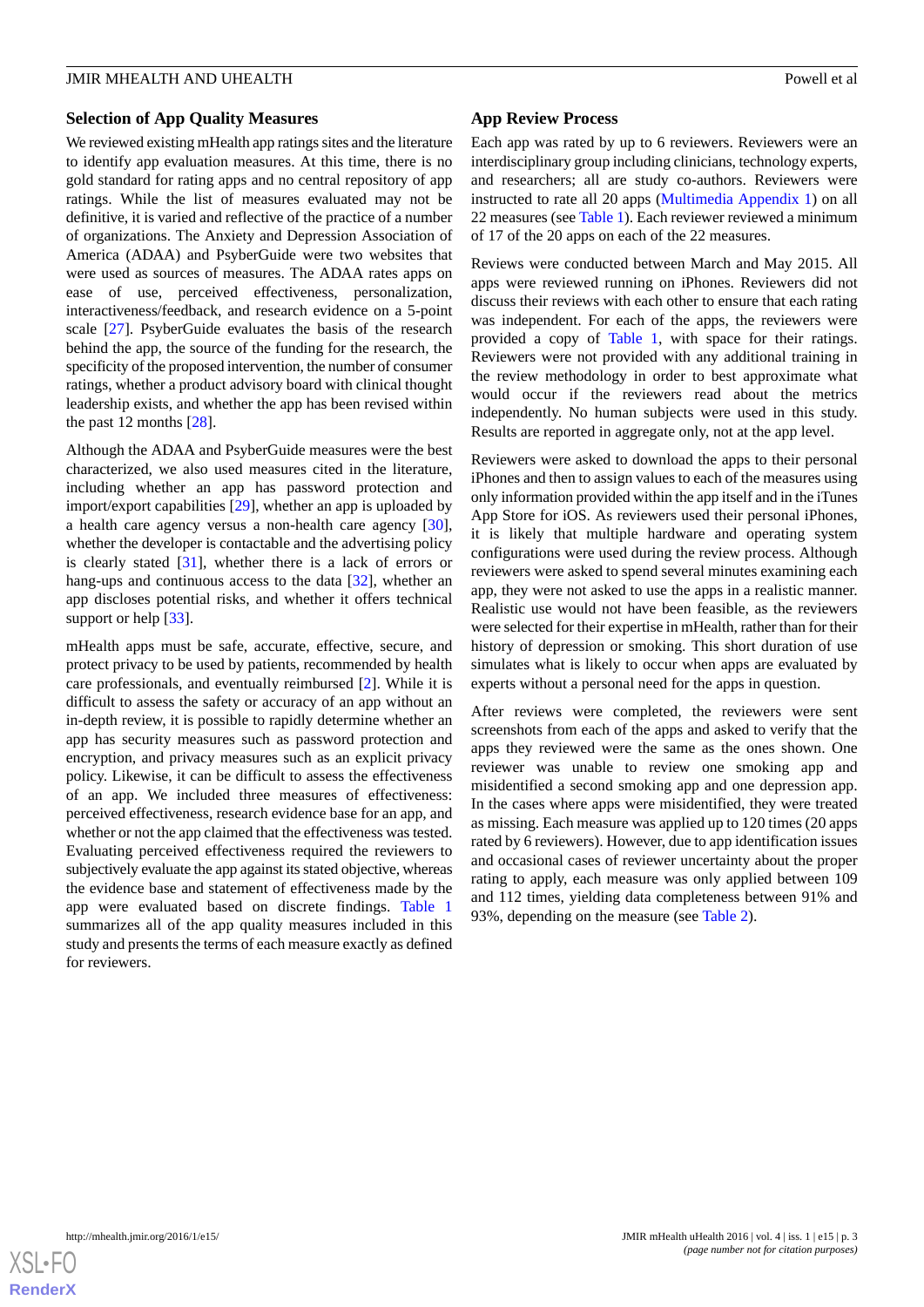### Selection of App Quality Measures

We reviewed existing mHealth app ratings sites and the literature to identify app evaluation measures. At this time, there is no gold standard for rating apps and no central repository of app ratings. While the list of measures evaluated may not be definitive, it is varied and reflective of the practice of a number of organizations. The Anxiety and Depression Association of America (ADAA) and PsyberGuide were two websites that were used as sources of measures. The ADAA rates apps on ease of use, perceived effectiveness, personalization, interactiveness/feedback, and research evidence on a 5-point scale [27]. PsyberGuide evaluates the basis of the research behind the app, the source of the funding for the research, the specificity of the proposed intervention, the number of consumer ratings, whether a product advisory board with clinical thought leadership exists, and whether the app has been revised within the past 12 months [28].

Although the ADAA and PsyberGuide measures were the best characterized, we also used measures cited in the literature, including whether an app has password protection and import/export capabilities [29], whether an app is uploaded by a health care agency versus a non-health care agency [30], whether the developer is contactable and the advertising policy is clearly stated [31], whether there is a lack of errors or hang-ups and continuous access to the data [32], whether an app discloses potential risks, and whether it offers technical support or help [33].

mHealth apps must be safe, accurate, effective, secure, and protect privacy to be used by patients, recommended by health care professionals, and eventually reimbursed [2]. While it is difficult to assess the safety or accuracy of an app without an in-depth review, it is possible to rapidly determine whether an app has security measures such as password protection and encryption, and privacy measures such as an explicit privacy policy. Likewise, it can be difficult to assess the effectiveness of an app. We included three measures of effectiveness: perceived effectiveness, research evidence base for an app, and whether or not the app claimed that the effectiveness was tested. Evaluating perceived effectiveness required the reviewers to subjectively evaluate the app against its stated objective, whereas the evidence base and statement of effectiveness made by the app were evaluated based on discrete findings. Table 1 summarizes all of the app quality measures included in this study and presents the terms of each measure exactly as defined for reviewers.

### App Review Process

Each app was rated by up to 6 reviewers. Reviewers were an interdisciplinary group including clinicians, technology experts, and researchers; all are study co-authors. Reviewers were instructed to rate all 20 apps (Multimedia Appendix 1) on all 22 measures (see Table 1). Each reviewer reviewed a minimum of 17 of the 20 apps on each of the 22 measures.

Reviews were conducted between March and May 2015. All apps were reviewed running on iPhones. Reviewers did not discuss their reviews with each other to ensure that each rating was independent. For each of the apps, the reviewers were provided a copy of Table 1, with space for their ratings. Reviewers were not provided with any additional training in the review methodology in order to best approximate what would occur if the reviewers read about the metrics independently. No human subjects were used in this study. Results are reported in aggregate only, not at the app level.

Reviewers were asked to download the apps to their personal iPhones and then to assign values to each of the measures using only information provided within the app itself and in the iTunes App Store for iOS. As reviewers used their personal iPhones, it is likely that multiple hardware and operating system configurations were used during the review process. Although reviewers were asked to spend several minutes examining each app, they were not asked to use the apps in a realistic manner. Realistic use would not have been feasible, as the reviewers were selected for their expertise in mHealth, rather than for their history of depression or smoking. This short duration of use simulates what is likely to occur when apps are evaluated by experts without a personal need for the apps in question.

After reviews were completed, the reviewers were sent screenshots from each of the apps and asked to verify that the apps they reviewed were the same as the ones shown. One reviewer was unable to review one smoking app and misidentified a second smoking app and one depression app. In the cases where apps were misidentified, they were treated as missing. Each measure was applied up to 120 times (20 apps rated by 6 reviewers). However, due to app identification issues and occasional cases of reviewer uncertainty about the proper rating to apply, each measure was only applied between 109 and 112 times, yielding data completeness between 91% and 93%, depending on the measure (see Table 2).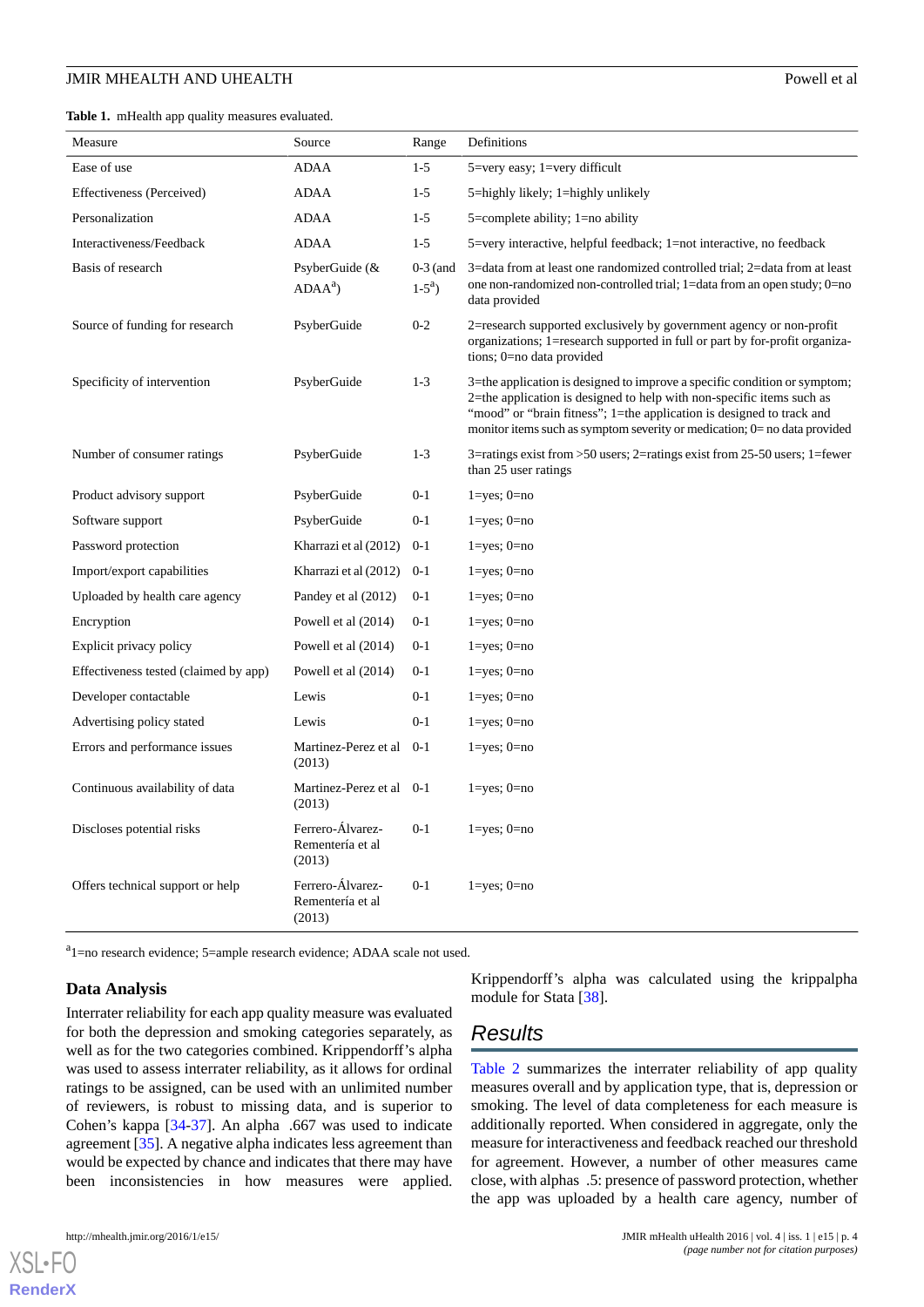**Table 1.** mHealth app quality measures evaluated.

| Measure | Source | Range | Definitions |
|---|---|---|---|
| Ease of use | ADAA | 1-5 | 5=very easy; 1=very difficult |
| Effectiveness (Perceived) | ADAA | 1-5 | 5=highly likely; 1=highly unlikely |
| Personalization | ADAA | 1-5 | 5=complete ability; 1=no ability |
| Interactiveness/Feedback | ADAA | 1-5 | 5=very interactive, helpful feedback; 1=not interactive, no feedback |
| Basis of research | PsyberGuide (& ADAA[a]) | 0-3 (and 1-5[a]) | 3=data from at least one randomized controlled trial; 2=data from at least one non-randomized non-controlled trial; 1=data from an open study; 0=no data provided |
| Source of funding for research | PsyberGuide | 0-2 | 2=research supported exclusively by government agency or non-profit organizations; 1=research supported in full or part by for-profit organizations; 0=no data provided |
| Specificity of intervention | PsyberGuide | 1-3 | 3=the application is designed to improve a specific condition or symptom; 2=the application is designed to help with non-specific items such as "mood" or "brain fitness"; 1=the application is designed to track and monitor items such as symptom severity or medication; 0= no data provided |
| Number of consumer ratings | PsyberGuide | 1-3 | 3=ratings exist from >50 users; 2=ratings exist from 25-50 users; 1=fewer than 25 user ratings |
| Product advisory support | PsyberGuide | 0-1 | 1=yes; 0=no |
| Software support | PsyberGuide | 0-1 | 1=yes; 0=no |
| Password protection | Kharrazi et al (2012) | 0-1 | 1=yes; 0=no |
| Import/export capabilities | Kharrazi et al (2012) | 0-1 | 1=yes; 0=no |
| Uploaded by health care agency | Pandey et al (2012) | 0-1 | 1=yes; 0=no |
| Encryption | Powell et al (2014) | 0-1 | 1=yes; 0=no |
| Explicit privacy policy | Powell et al (2014) | 0-1 | 1=yes; 0=no |
| Effectiveness tested (claimed by app) | Powell et al (2014) | 0-1 | 1=yes; 0=no |
| Developer contactable | Lewis | 0-1 | 1=yes; 0=no |
| Advertising policy stated | Lewis | 0-1 | 1=yes; 0=no |
| Errors and performance issues | Martinez-Perez et al (2013) | 0-1 | 1=yes; 0=no |
| Continuous availability of data | Martinez-Perez et al (2013) | 0-1 | 1=yes; 0=no |
| Discloses potential risks | Ferrero-Álvarez-Rementería et al (2013) | 0-1 | 1=yes; 0=no |
| Offers technical support or help | Ferrero-Álvarez-Rementería et al (2013) | 0-1 | 1=yes; 0=no |

[a]1=no research evidence; 5=ample research evidence; ADAA scale not used.

### Data Analysis

Interrater reliability for each app quality measure was evaluated for both the depression and smoking categories separately, as well as for the two categories combined. Krippendorff's alpha was used to assess interrater reliability, as it allows for ordinal ratings to be assigned, can be used with an unlimited number of reviewers, is robust to missing data, and is superior to Cohen's kappa [34-37]. An alpha .667 was used to indicate agreement [35]. A negative alpha indicates less agreement than would be expected by chance and indicates that there may have been inconsistencies in how measures were applied. Krippendorff's alpha was calculated using the krippalpha module for Stata [38].

## Results

Table 2 summarizes the interrater reliability of app quality measures overall and by application type, that is, depression or smoking. The level of data completeness for each measure is additionally reported. When considered in aggregate, only the measure for interactiveness and feedback reached our threshold for agreement. However, a number of other measures came close, with alphas .5: presence of password protection, whether the app was uploaded by a health care agency, number of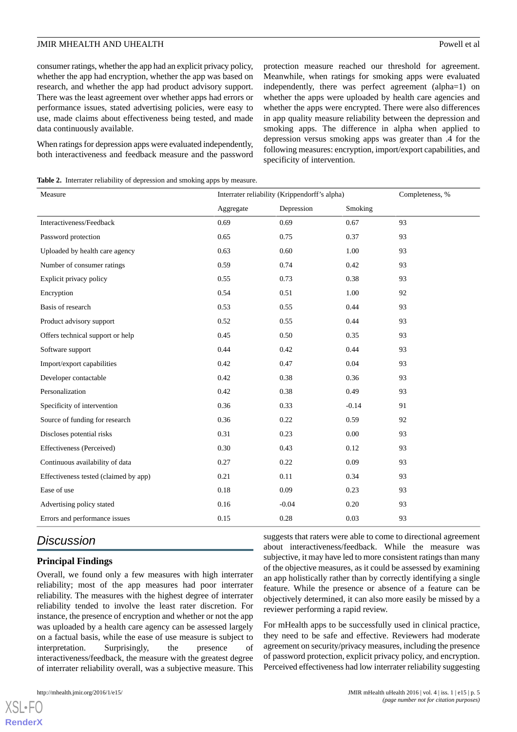consumer ratings, whether the app had an explicit privacy policy, whether the app had encryption, whether the app was based on research, and whether the app had product advisory support. There was the least agreement over whether apps had errors or performance issues, stated advertising policies, were easy to use, made claims about effectiveness being tested, and made data continuously available.

When ratings for depression apps were evaluated independently, both interactiveness and feedback measure and the password protection measure reached our threshold for agreement. Meanwhile, when ratings for smoking apps were evaluated independently, there was perfect agreement (alpha=1) on whether the apps were uploaded by health care agencies and whether the apps were encrypted. There were also differences in app quality measure reliability between the depression and smoking apps. The difference in alpha when applied to depression versus smoking apps was greater than .4 for the following measures: encryption, import/export capabilities, and specificity of intervention.

**Table 2.** Interrater reliability of depression and smoking apps by measure.

| Measure | Interrater reliability (Krippendorff's alpha) | | | Completeness, % |
|---|---|---|---|---|
| | Aggregate | Depression | Smoking | |
| Interactiveness/Feedback | 0.69 | 0.69 | 0.67 | 93 |
| Password protection | 0.65 | 0.75 | 0.37 | 93 |
| Uploaded by health care agency | 0.63 | 0.60 | 1.00 | 93 |
| Number of consumer ratings | 0.59 | 0.74 | 0.42 | 93 |
| Explicit privacy policy | 0.55 | 0.73 | 0.38 | 93 |
| Encryption | 0.54 | 0.51 | 1.00 | 92 |
| Basis of research | 0.53 | 0.55 | 0.44 | 93 |
| Product advisory support | 0.52 | 0.55 | 0.44 | 93 |
| Offers technical support or help | 0.45 | 0.50 | 0.35 | 93 |
| Software support | 0.44 | 0.42 | 0.44 | 93 |
| Import/export capabilities | 0.42 | 0.47 | 0.04 | 93 |
| Developer contactable | 0.42 | 0.38 | 0.36 | 93 |
| Personalization | 0.42 | 0.38 | 0.49 | 93 |
| Specificity of intervention | 0.36 | 0.33 | -0.14 | 91 |
| Source of funding for research | 0.36 | 0.22 | 0.59 | 92 |
| Discloses potential risks | 0.31 | 0.23 | 0.00 | 93 |
| Effectiveness (Perceived) | 0.30 | 0.43 | 0.12 | 93 |
| Continuous availability of data | 0.27 | 0.22 | 0.09 | 93 |
| Effectiveness tested (claimed by app) | 0.21 | 0.11 | 0.34 | 93 |
| Ease of use | 0.18 | 0.09 | 0.23 | 93 |
| Advertising policy stated | 0.16 | -0.04 | 0.20 | 93 |
| Errors and performance issues | 0.15 | 0.28 | 0.03 | 93 |

## Discussion

### Principal Findings

Overall, we found only a few measures with high interrater reliability; most of the app measures had poor interrater reliability. The measures with the highest degree of interrater reliability tended to involve the least rater discretion. For instance, the presence of encryption and whether or not the app was uploaded by a health care agency can be assessed largely on a factual basis, while the ease of use measure is subject to interpretation. Surprisingly, the presence of interactiveness/feedback, the measure with the greatest degree of interrater reliability overall, was a subjective measure. This suggests that raters were able to come to directional agreement about interactiveness/feedback. While the measure was subjective, it may have led to more consistent ratings than many of the objective measures, as it could be assessed by examining an app holistically rather than by correctly identifying a single feature. While the presence or absence of a feature can be objectively determined, it can also more easily be missed by a reviewer performing a rapid review.

For mHealth apps to be successfully used in clinical practice, they need to be safe and effective. Reviewers had moderate agreement on security/privacy measures, including the presence of password protection, explicit privacy policy, and encryption. Perceived effectiveness had low interrater reliability suggesting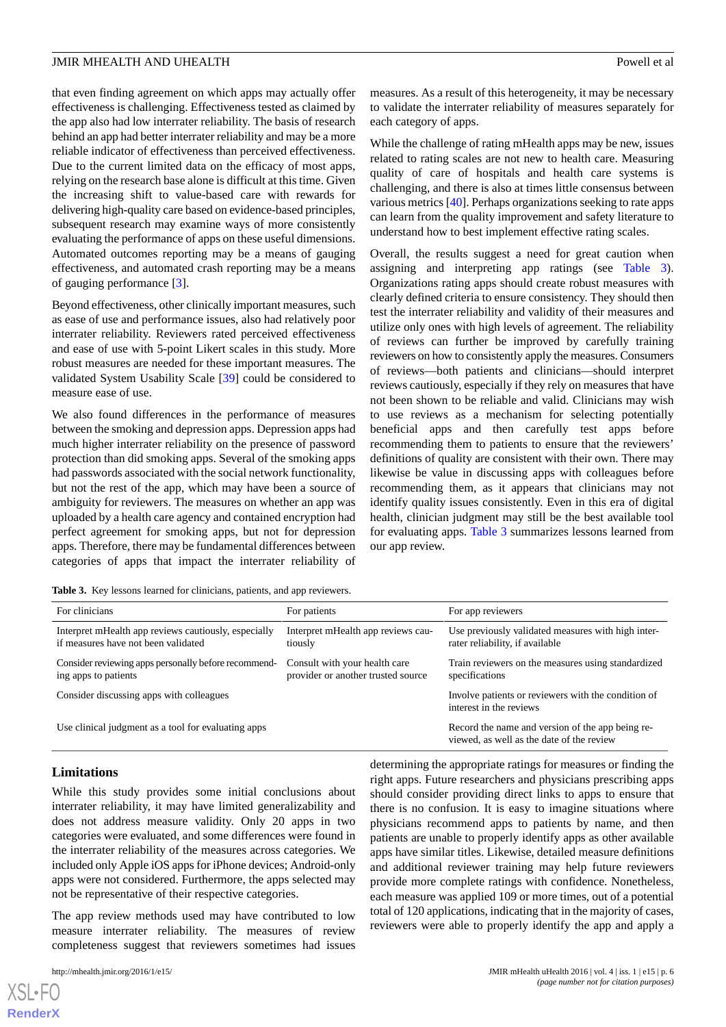that even finding agreement on which apps may actually offer effectiveness is challenging. Effectiveness tested as claimed by the app also had low interrater reliability. The basis of research behind an app had better interrater reliability and may be a more reliable indicator of effectiveness than perceived effectiveness. Due to the current limited data on the efficacy of most apps, relying on the research base alone is difficult at this time. Given the increasing shift to value-based care with rewards for delivering high-quality care based on evidence-based principles, subsequent research may examine ways of more consistently evaluating the performance of apps on these useful dimensions. Automated outcomes reporting may be a means of gauging effectiveness, and automated crash reporting may be a means of gauging performance [3].

Beyond effectiveness, other clinically important measures, such as ease of use and performance issues, also had relatively poor interrater reliability. Reviewers rated perceived effectiveness and ease of use with 5-point Likert scales in this study. More robust measures are needed for these important measures. The validated System Usability Scale [39] could be considered to measure ease of use.

We also found differences in the performance of measures between the smoking and depression apps. Depression apps had much higher interrater reliability on the presence of password protection than did smoking apps. Several of the smoking apps had passwords associated with the social network functionality, but not the rest of the app, which may have been a source of ambiguity for reviewers. The measures on whether an app was uploaded by a health care agency and contained encryption had perfect agreement for smoking apps, but not for depression apps. Therefore, there may be fundamental differences between categories of apps that impact the interrater reliability of measures. As a result of this heterogeneity, it may be necessary to validate the interrater reliability of measures separately for each category of apps.

While the challenge of rating mHealth apps may be new, issues related to rating scales are not new to health care. Measuring quality of care of hospitals and health care systems is challenging, and there is also at times little consensus between various metrics [40]. Perhaps organizations seeking to rate apps can learn from the quality improvement and safety literature to understand how to best implement effective rating scales.

Overall, the results suggest a need for great caution when assigning and interpreting app ratings (see Table 3). Organizations rating apps should create robust measures with clearly defined criteria to ensure consistency. They should then test the interrater reliability and validity of their measures and utilize only ones with high levels of agreement. The reliability of reviews can further be improved by carefully training reviewers on how to consistently apply the measures. Consumers of reviews—both patients and clinicians—should interpret reviews cautiously, especially if they rely on measures that have not been shown to be reliable and valid. Clinicians may wish to use reviews as a mechanism for selecting potentially beneficial apps and then carefully test apps before recommending them to patients to ensure that the reviewers' definitions of quality are consistent with their own. There may likewise be value in discussing apps with colleagues before recommending them, as it appears that clinicians may not identify quality issues consistently. Even in this era of digital health, clinician judgment may still be the best available tool for evaluating apps. Table 3 summarizes lessons learned from our app review.

**Table 3.** Key lessons learned for clinicians, patients, and app reviewers.

| For clinicians | For patients | For app reviewers |
| --- | --- | --- |
| Interpret mHealth app reviews cautiously, especially if measures have not been validated | Interpret mHealth app reviews cautiously | Use previously validated measures with high interrater reliability, if available |
| Consider reviewing apps personally before recommending apps to patients | Consult with your health care provider or another trusted source | Train reviewers on the measures using standardized specifications |
| Consider discussing apps with colleagues | | Involve patients or reviewers with the condition of interest in the reviews |
| Use clinical judgment as a tool for evaluating apps | | Record the name and version of the app being reviewed, as well as the date of the review |

## Limitations

While this study provides some initial conclusions about interrater reliability, it may have limited generalizability and does not address measure validity. Only 20 apps in two categories were evaluated, and some differences were found in the interrater reliability of the measures across categories. We included only Apple iOS apps for iPhone devices; Android-only apps were not considered. Furthermore, the apps selected may not be representative of their respective categories.

The app review methods used may have contributed to low measure interrater reliability. The measures of review completeness suggest that reviewers sometimes had issues determining the appropriate ratings for measures or finding the right apps. Future researchers and physicians prescribing apps should consider providing direct links to apps to ensure that there is no confusion. It is easy to imagine situations where physicians recommend apps to patients by name, and then patients are unable to properly identify apps as other available apps have similar titles. Likewise, detailed measure definitions and additional reviewer training may help future reviewers provide more complete ratings with confidence. Nonetheless, each measure was applied 109 or more times, out of a potential total of 120 applications, indicating that in the majority of cases, reviewers were able to properly identify the app and apply a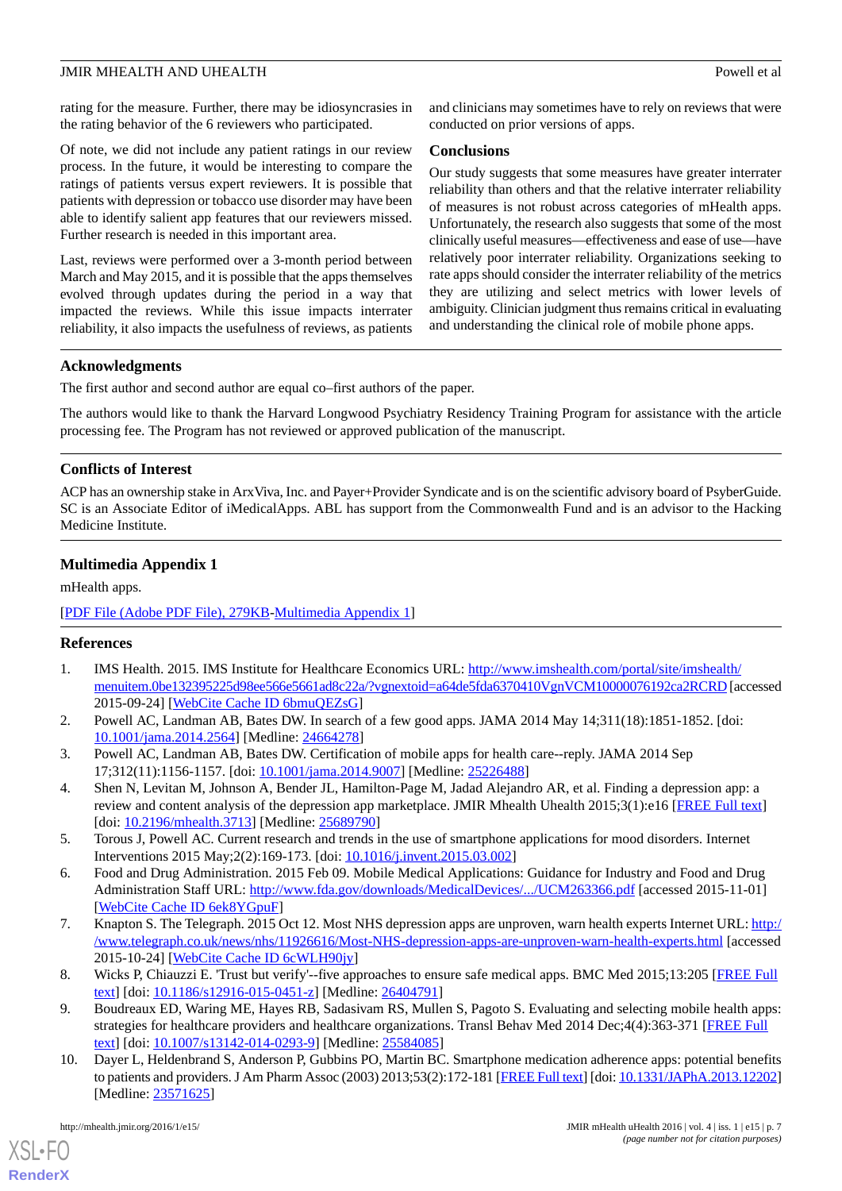rating for the measure. Further, there may be idiosyncrasies in the rating behavior of the 6 reviewers who participated.

Of note, we did not include any patient ratings in our review process. In the future, it would be interesting to compare the ratings of patients versus expert reviewers. It is possible that patients with depression or tobacco use disorder may have been able to identify salient app features that our reviewers missed. Further research is needed in this important area.

Last, reviews were performed over a 3-month period between March and May 2015, and it is possible that the apps themselves evolved through updates during the period in a way that impacted the reviews. While this issue impacts interrater reliability, it also impacts the usefulness of reviews, as patients and clinicians may sometimes have to rely on reviews that were conducted on prior versions of apps.

## Conclusions

Our study suggests that some measures have greater interrater reliability than others and that the relative interrater reliability of measures is not robust across categories of mHealth apps. Unfortunately, the research also suggests that some of the most clinically useful measures—effectiveness and ease of use—have relatively poor interrater reliability. Organizations seeking to rate apps should consider the interrater reliability of the metrics they are utilizing and select metrics with lower levels of ambiguity. Clinician judgment thus remains critical in evaluating and understanding the clinical role of mobile phone apps.

## Acknowledgments

The first author and second author are equal co–first authors of the paper.

The authors would like to thank the Harvard Longwood Psychiatry Residency Training Program for assistance with the article processing fee. The Program has not reviewed or approved publication of the manuscript.

## Conflicts of Interest

ACP has an ownership stake in ArxViva, Inc. and Payer+Provider Syndicate and is on the scientific advisory board of PsyberGuide. SC is an Associate Editor of iMedicalApps. ABL has support from the Commonwealth Fund and is an advisor to the Hacking Medicine Institute.

## Multimedia Appendix 1

mHealth apps.

[PDF File (Adobe PDF File), 279KB-Multimedia Appendix 1]

## References

1. IMS Health. 2015. IMS Institute for Healthcare Economics URL: http://www.imshealth.com/portal/site/imshealth/menuitem.0be132395225d98ee566e5661ad8c22a/?vgnextoid=a64de5fda6370410VgnVCM10000076192ca2RCRD [accessed 2015-09-24] [WebCite Cache ID 6bmuQEZsG]
2. Powell AC, Landman AB, Bates DW. In search of a few good apps. JAMA 2014 May 14;311(18):1851-1852. [doi: 10.1001/jama.2014.2564] [Medline: 24664278]
3. Powell AC, Landman AB, Bates DW. Certification of mobile apps for health care--reply. JAMA 2014 Sep 17;312(11):1156-1157. [doi: 10.1001/jama.2014.9007] [Medline: 25226488]
4. Shen N, Levitan M, Johnson A, Bender JL, Hamilton-Page M, Jadad Alejandro AR, et al. Finding a depression app: a review and content analysis of the depression app marketplace. JMIR Mhealth Uhealth 2015;3(1):e16 [FREE Full text] [doi: 10.2196/mhealth.3713] [Medline: 25689790]
5. Torous J, Powell AC. Current research and trends in the use of smartphone applications for mood disorders. Internet Interventions 2015 May;2(2):169-173. [doi: 10.1016/j.invent.2015.03.002]
6. Food and Drug Administration. 2015 Feb 09. Mobile Medical Applications: Guidance for Industry and Food and Drug Administration Staff URL: http://www.fda.gov/downloads/MedicalDevices/.../UCM263366.pdf [accessed 2015-11-01] [WebCite Cache ID 6ek8YGpuF]
7. Knapton S. The Telegraph. 2015 Oct 12. Most NHS depression apps are unproven, warn health experts Internet URL: http://www.telegraph.co.uk/news/nhs/11926616/Most-NHS-depression-apps-are-unproven-warn-health-experts.html [accessed 2015-10-24] [WebCite Cache ID 6cWLH90jy]
8. Wicks P, Chiauzzi E. 'Trust but verify'--five approaches to ensure safe medical apps. BMC Med 2015;13:205 [FREE Full text] [doi: 10.1186/s12916-015-0451-z] [Medline: 26404791]
9. Boudreaux ED, Waring ME, Hayes RB, Sadasivam RS, Mullen S, Pagoto S. Evaluating and selecting mobile health apps: strategies for healthcare providers and healthcare organizations. Transl Behav Med 2014 Dec;4(4):363-371 [FREE Full text] [doi: 10.1007/s13142-014-0293-9] [Medline: 25584085]
10. Dayer L, Heldenbrand S, Anderson P, Gubbins PO, Martin BC. Smartphone medication adherence apps: potential benefits to patients and providers. J Am Pharm Assoc (2003) 2013;53(2):172-181 [FREE Full text] [doi: 10.1331/JAPhA.2013.12202] [Medline: 23571625]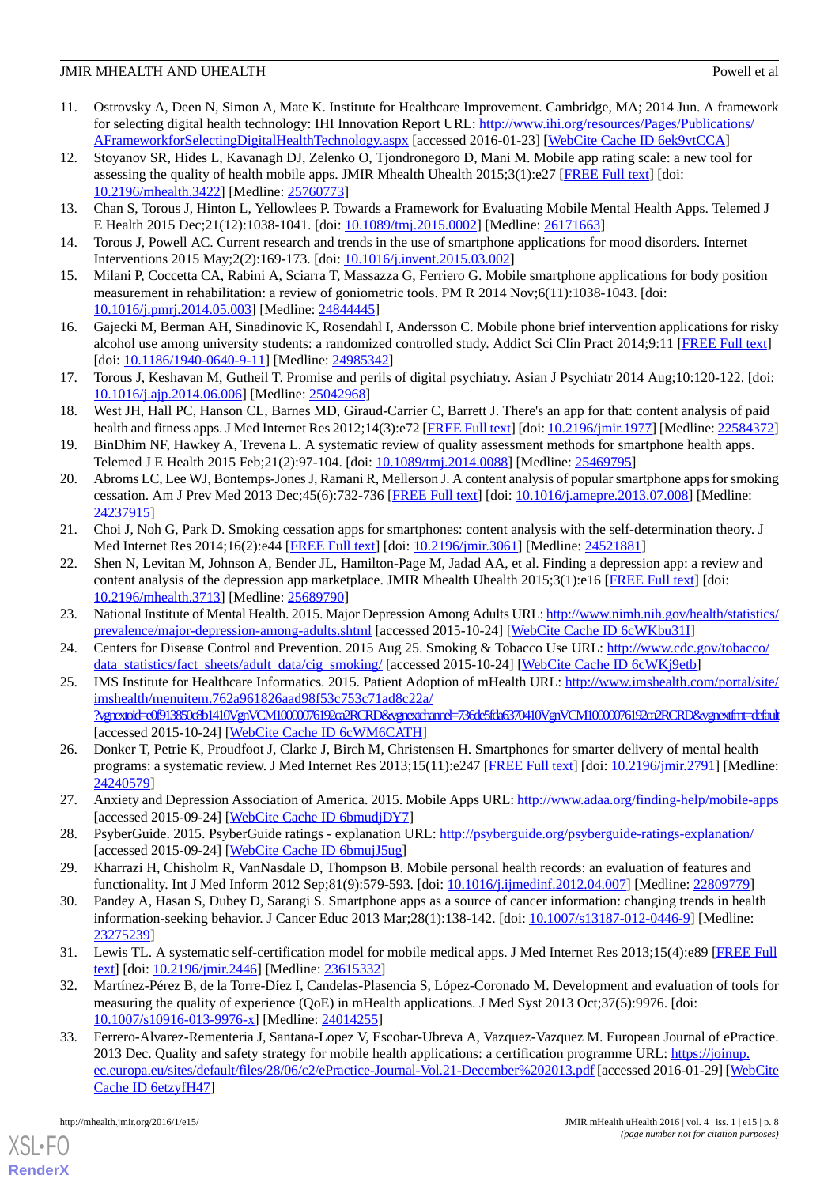11. Ostrovsky A, Deen N, Simon A, Mate K. Institute for Healthcare Improvement. Cambridge, MA; 2014 Jun. A framework for selecting digital health technology: IHI Innovation Report URL: http://www.ihi.org/resources/Pages/Publications/AFrameworkforSelectingDigitalHealthTechnology.aspx [accessed 2016-01-23] [WebCite Cache ID 6ek9vtCCA]
12. Stoyanov SR, Hides L, Kavanagh DJ, Zelenko O, Tjondronegoro D, Mani M. Mobile app rating scale: a new tool for assessing the quality of health mobile apps. JMIR Mhealth Uhealth 2015;3(1):e27 [FREE Full text] [doi: 10.2196/mhealth.3422] [Medline: 25760773]
13. Chan S, Torous J, Hinton L, Yellowlees P. Towards a Framework for Evaluating Mobile Mental Health Apps. Telemed J E Health 2015 Dec;21(12):1038-1041. [doi: 10.1089/tmj.2015.0002] [Medline: 26171663]
14. Torous J, Powell AC. Current research and trends in the use of smartphone applications for mood disorders. Internet Interventions 2015 May;2(2):169-173. [doi: 10.1016/j.invent.2015.03.002]
15. Milani P, Coccetta CA, Rabini A, Sciarra T, Massazza G, Ferriero G. Mobile smartphone applications for body position measurement in rehabilitation: a review of goniometric tools. PM R 2014 Nov;6(11):1038-1043. [doi: 10.1016/j.pmrj.2014.05.003] [Medline: 24844445]
16. Gajecki M, Berman AH, Sinadinovic K, Rosendahl I, Andersson C. Mobile phone brief intervention applications for risky alcohol use among university students: a randomized controlled study. Addict Sci Clin Pract 2014;9:11 [FREE Full text] [doi: 10.1186/1940-0640-9-11] [Medline: 24985342]
17. Torous J, Keshavan M, Gutheil T. Promise and perils of digital psychiatry. Asian J Psychiatr 2014 Aug;10:120-122. [doi: 10.1016/j.ajp.2014.06.006] [Medline: 25042968]
18. West JH, Hall PC, Hanson CL, Barnes MD, Giraud-Carrier C, Barrett J. There's an app for that: content analysis of paid health and fitness apps. J Med Internet Res 2012;14(3):e72 [FREE Full text] [doi: 10.2196/jmir.1977] [Medline: 22584372]
19. BinDhim NF, Hawkey A, Trevena L. A systematic review of quality assessment methods for smartphone health apps. Telemed J E Health 2015 Feb;21(2):97-104. [doi: 10.1089/tmj.2014.0088] [Medline: 25469795]
20. Abroms LC, Lee WJ, Bontemps-Jones J, Ramani R, Mellerson J. A content analysis of popular smartphone apps for smoking cessation. Am J Prev Med 2013 Dec;45(6):732-736 [FREE Full text] [doi: 10.1016/j.amepre.2013.07.008] [Medline: 24237915]
21. Choi J, Noh G, Park D. Smoking cessation apps for smartphones: content analysis with the self-determination theory. J Med Internet Res 2014;16(2):e44 [FREE Full text] [doi: 10.2196/jmir.3061] [Medline: 24521881]
22. Shen N, Levitan M, Johnson A, Bender JL, Hamilton-Page M, Jadad AA, et al. Finding a depression app: a review and content analysis of the depression app marketplace. JMIR Mhealth Uhealth 2015;3(1):e16 [FREE Full text] [doi: 10.2196/mhealth.3713] [Medline: 25689790]
23. National Institute of Mental Health. 2015. Major Depression Among Adults URL: http://www.nimh.nih.gov/health/statistics/prevalence/major-depression-among-adults.shtml [accessed 2015-10-24] [WebCite Cache ID 6cWKbu31I]
24. Centers for Disease Control and Prevention. 2015 Aug 25. Smoking & Tobacco Use URL: http://www.cdc.gov/tobacco/data_statistics/fact_sheets/adult_data/cig_smoking/ [accessed 2015-10-24] [WebCite Cache ID 6cWKj9etb]
25. IMS Institute for Healthcare Informatics. 2015. Patient Adoption of mHealth URL: http://www.imshealth.com/portal/site/imshealth/menuitem.762a961826aad98f53c753c71ad8c22a/?vgnextoid=e0f913850c8b1410VgnVCM10000076192ca2RCRD&vgnextchannel=736de5fda6370410VgnVCM10000076192ca2RCRD&vgnextfmt=default [accessed 2015-10-24] [WebCite Cache ID 6cWM6CATH]
26. Donker T, Petrie K, Proudfoot J, Clarke J, Birch M, Christensen H. Smartphones for smarter delivery of mental health programs: a systematic review. J Med Internet Res 2013;15(11):e247 [FREE Full text] [doi: 10.2196/jmir.2791] [Medline: 24240579]
27. Anxiety and Depression Association of America. 2015. Mobile Apps URL: http://www.adaa.org/finding-help/mobile-apps [accessed 2015-09-24] [WebCite Cache ID 6bmudjDY7]
28. PsyberGuide. 2015. PsyberGuide ratings - explanation URL: http://psyberguide.org/psyberguide-ratings-explanation/ [accessed 2015-09-24] [WebCite Cache ID 6bmujJ5ug]
29. Kharrazi H, Chisholm R, VanNasdale D, Thompson B. Mobile personal health records: an evaluation of features and functionality. Int J Med Inform 2012 Sep;81(9):579-593. [doi: 10.1016/j.ijmedinf.2012.04.007] [Medline: 22809779]
30. Pandey A, Hasan S, Dubey D, Sarangi S. Smartphone apps as a source of cancer information: changing trends in health information-seeking behavior. J Cancer Educ 2013 Mar;28(1):138-142. [doi: 10.1007/s13187-012-0446-9] [Medline: 23275239]
31. Lewis TL. A systematic self-certification model for mobile medical apps. J Med Internet Res 2013;15(4):e89 [FREE Full text] [doi: 10.2196/jmir.2446] [Medline: 23615332]
32. Martínez-Pérez B, de la Torre-Díez I, Candelas-Plasencia S, López-Coronado M. Development and evaluation of tools for measuring the quality of experience (QoE) in mHealth applications. J Med Syst 2013 Oct;37(5):9976. [doi: 10.1007/s10916-013-9976-x] [Medline: 24014255]
33. Ferrero-Alvarez-Rementeria J, Santana-Lopez V, Escobar-Ubreva A, Vazquez-Vazquez M. European Journal of ePractice. 2013 Dec. Quality and safety strategy for mobile health applications: a certification programme URL: https://joinup.ec.europa.eu/sites/default/files/28/06/c2/ePractice-Journal-Vol.21-December%202013.pdf [accessed 2016-01-29] [WebCite Cache ID 6etzyfH47]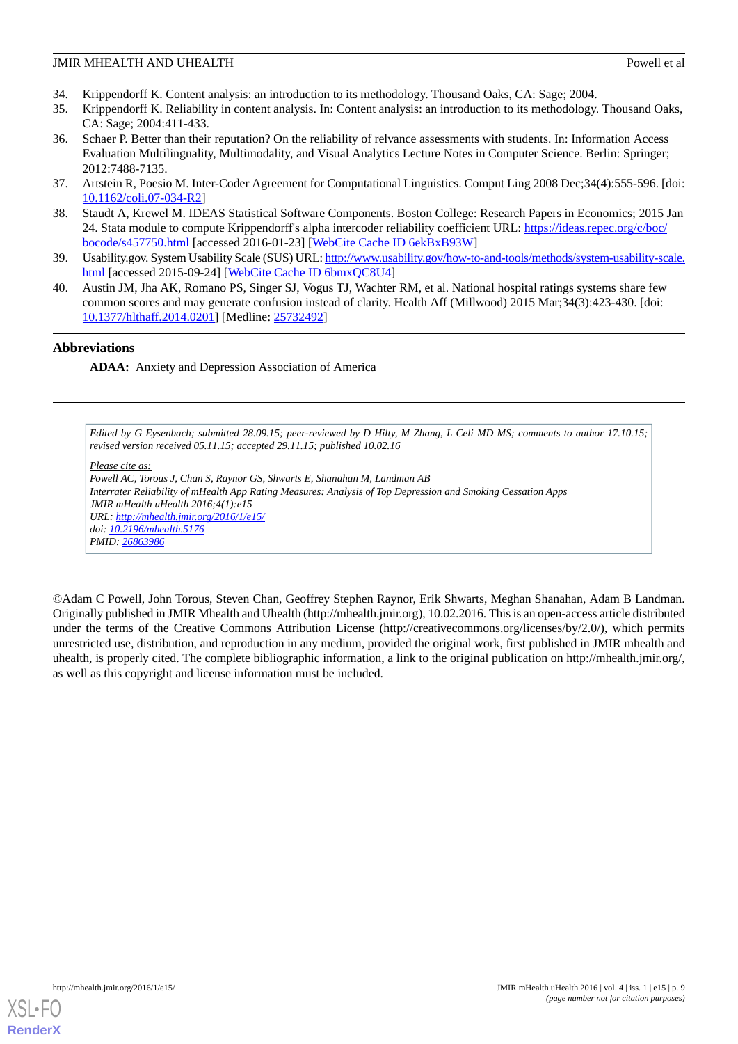34. Krippendorff K. Content analysis: an introduction to its methodology. Thousand Oaks, CA: Sage; 2004.
35. Krippendorff K. Reliability in content analysis. In: Content analysis: an introduction to its methodology. Thousand Oaks, CA: Sage; 2004:411-433.
36. Schaer P. Better than their reputation? On the reliability of relvance assessments with students. In: Information Access Evaluation Multilinguality, Multimodality, and Visual Analytics Lecture Notes in Computer Science. Berlin: Springer; 2012:7488-7135.
37. Artstein R, Poesio M. Inter-Coder Agreement for Computational Linguistics. Comput Ling 2008 Dec;34(4):555-596. [doi: 10.1162/coli.07-034-R2]
38. Staudt A, Krewel M. IDEAS Statistical Software Components. Boston College: Research Papers in Economics; 2015 Jan 24. Stata module to compute Krippendorff's alpha intercoder reliability coefficient URL: https://ideas.repec.org/c/boc/bocode/s457750.html [accessed 2016-01-23] [WebCite Cache ID 6ekBxB93W]
39. Usability.gov. System Usability Scale (SUS) URL: http://www.usability.gov/how-to-and-tools/methods/system-usability-scale.html [accessed 2015-09-24] [WebCite Cache ID 6bmxQC8U4]
40. Austin JM, Jha AK, Romano PS, Singer SJ, Vogus TJ, Wachter RM, et al. National hospital ratings systems share few common scores and may generate confusion instead of clarity. Health Aff (Millwood) 2015 Mar;34(3):423-430. [doi: 10.1377/hlthaff.2014.0201] [Medline: 25732492]

## Abbreviations

**ADAA:** Anxiety and Depression Association of America

*Edited by G Eysenbach; submitted 28.09.15; peer-reviewed by D Hilty, M Zhang, L Celi MD MS; comments to author 17.10.15; revised version received 05.11.15; accepted 29.11.15; published 10.02.16*

*Please cite as:*
*Powell AC, Torous J, Chan S, Raynor GS, Shwarts E, Shanahan M, Landman AB*
*Interrater Reliability of mHealth App Rating Measures: Analysis of Top Depression and Smoking Cessation Apps*
*JMIR mHealth uHealth 2016;4(1):e15*
*URL: http://mhealth.jmir.org/2016/1/e15/*
*doi: 10.2196/mhealth.5176*
*PMID: 26863986*

©Adam C Powell, John Torous, Steven Chan, Geoffrey Stephen Raynor, Erik Shwarts, Meghan Shanahan, Adam B Landman. Originally published in JMIR Mhealth and Uhealth (http://mhealth.jmir.org), 10.02.2016. This is an open-access article distributed under the terms of the Creative Commons Attribution License (http://creativecommons.org/licenses/by/2.0/), which permits unrestricted use, distribution, and reproduction in any medium, provided the original work, first published in JMIR mhealth and uhealth, is properly cited. The complete bibliographic information, a link to the original publication on http://mhealth.jmir.org/, as well as this copyright and license information must be included.